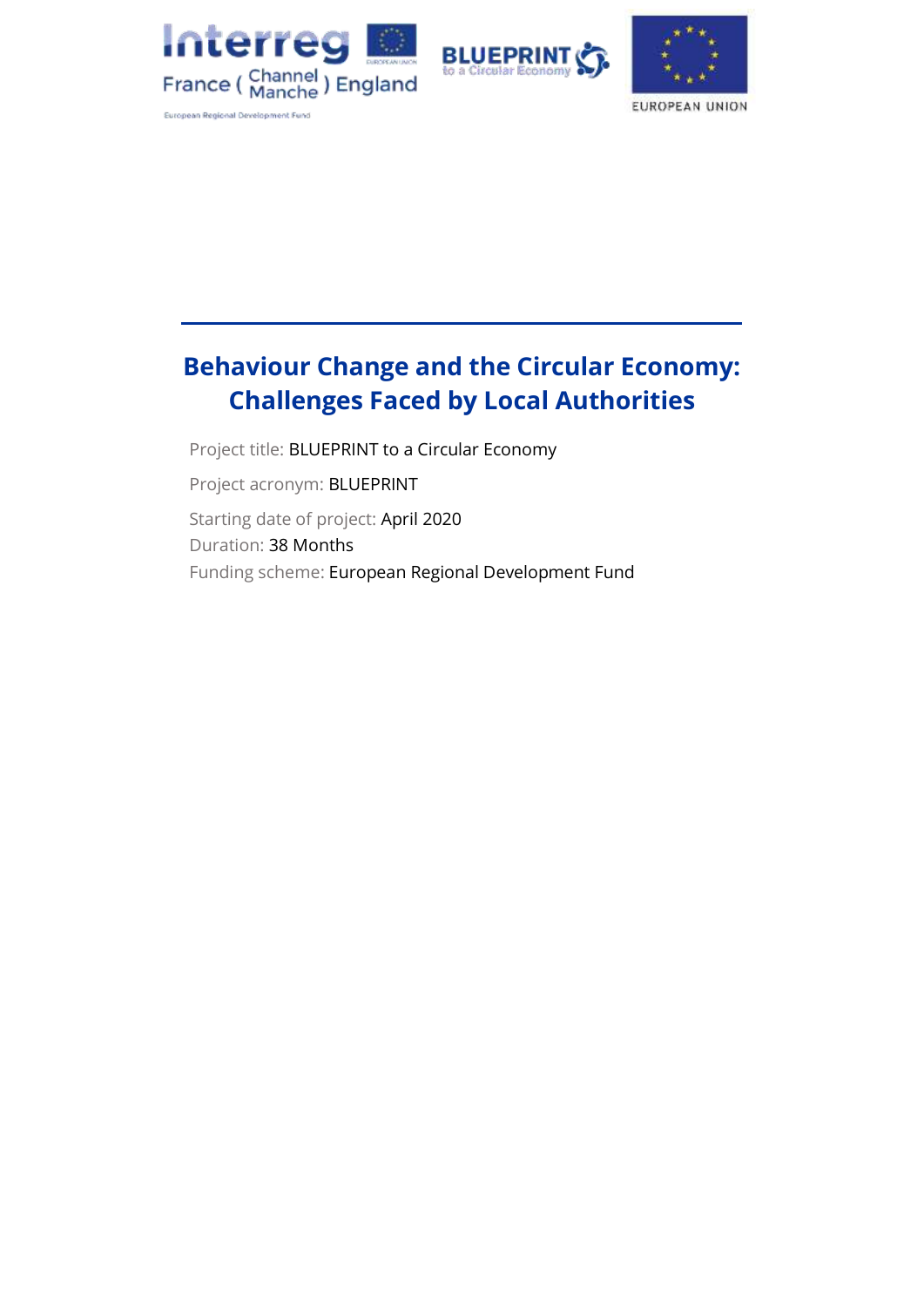# Behaviour Change and the Circular Economy: Challenges Faced by Local Authorities

Project title: BLUEPRINT to a Circular Economy

Project acronym: BLUEPRINT

Starting date of project: April 2020

Duration: 38 Months

Funding scheme: European Regional Development Fund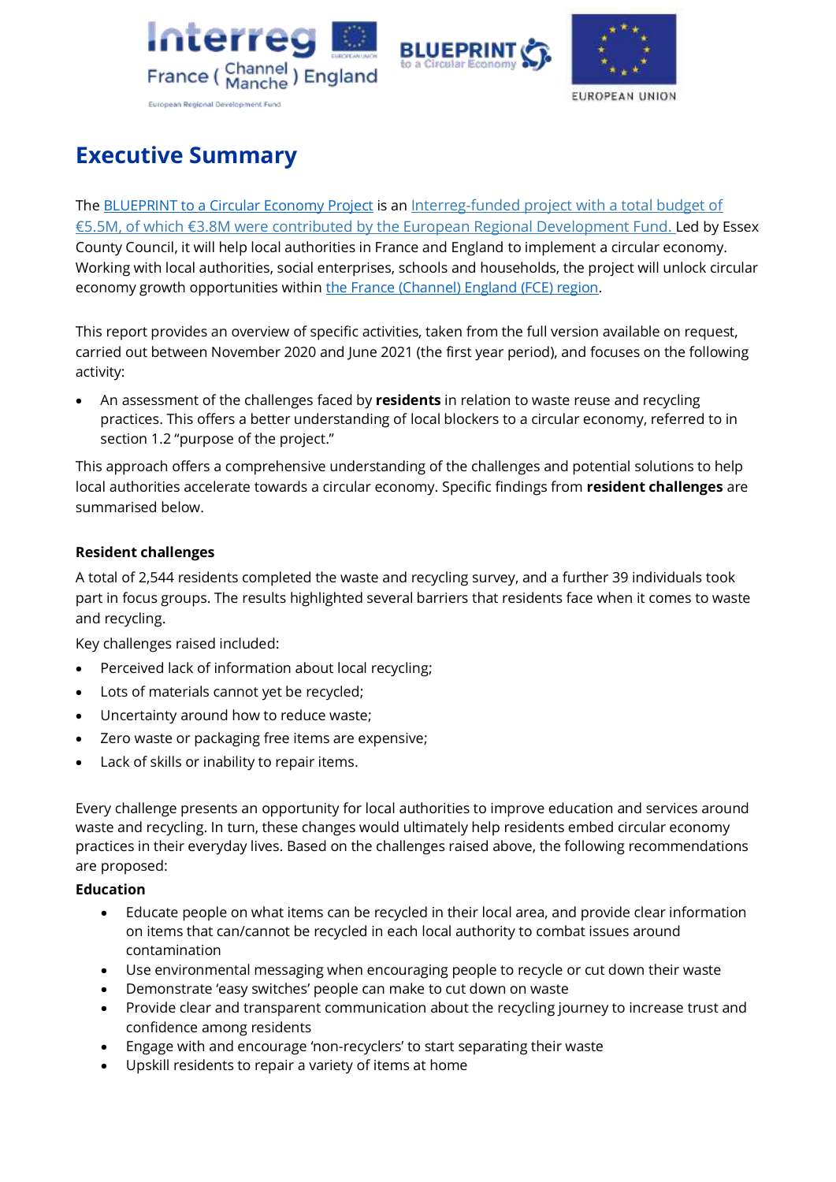# Executive Summary

The BLUEPRINT to a Circular Economy Project is an Interreg-funded project with a total budget of €5.5M, of which €3.8M were contributed by the European Regional Development Fund. Led by Essex County Council, it will help local authorities in France and England to implement a circular economy. Working with local authorities, social enterprises, schools and households, the project will unlock circular economy growth opportunities within the France (Channel) England (FCE) region.

This report provides an overview of specific activities, taken from the full version available on request, carried out between November 2020 and June 2021 (the first year period), and focuses on the following activity:

- An assessment of the challenges faced by **residents** in relation to waste reuse and recycling practices. This offers a better understanding of local blockers to a circular economy, referred to in section 1.2 "purpose of the project."

This approach offers a comprehensive understanding of the challenges and potential solutions to help local authorities accelerate towards a circular economy. Specific findings from **resident challenges** are summarised below.

**Resident challenges**

A total of 2,544 residents completed the waste and recycling survey, and a further 39 individuals took part in focus groups. The results highlighted several barriers that residents face when it comes to waste and recycling.

Key challenges raised included:

- Perceived lack of information about local recycling;
- Lots of materials cannot yet be recycled;
- Uncertainty around how to reduce waste;
- Zero waste or packaging free items are expensive;
- Lack of skills or inability to repair items.

Every challenge presents an opportunity for local authorities to improve education and services around waste and recycling. In turn, these changes would ultimately help residents embed circular economy practices in their everyday lives. Based on the challenges raised above, the following recommendations are proposed:

**Education**

- Educate people on what items can be recycled in their local area, and provide clear information on items that can/cannot be recycled in each local authority to combat issues around contamination
- Use environmental messaging when encouraging people to recycle or cut down their waste
- Demonstrate 'easy switches' people can make to cut down on waste
- Provide clear and transparent communication about the recycling journey to increase trust and confidence among residents
- Engage with and encourage 'non-recyclers' to start separating their waste
- Upskill residents to repair a variety of items at home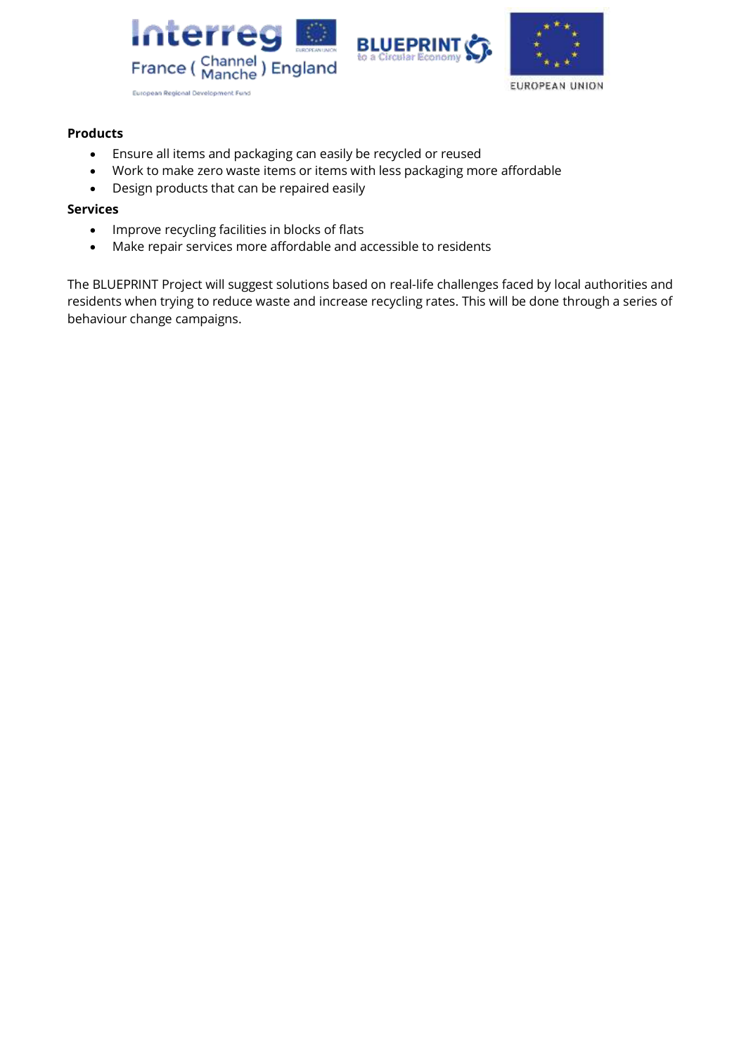**Products**

- Ensure all items and packaging can easily be recycled or reused
- Work to make zero waste items or items with less packaging more affordable
- Design products that can be repaired easily

**Services**

- Improve recycling facilities in blocks of flats
- Make repair services more affordable and accessible to residents

The BLUEPRINT Project will suggest solutions based on real-life challenges faced by local authorities and residents when trying to reduce waste and increase recycling rates. This will be done through a series of behaviour change campaigns.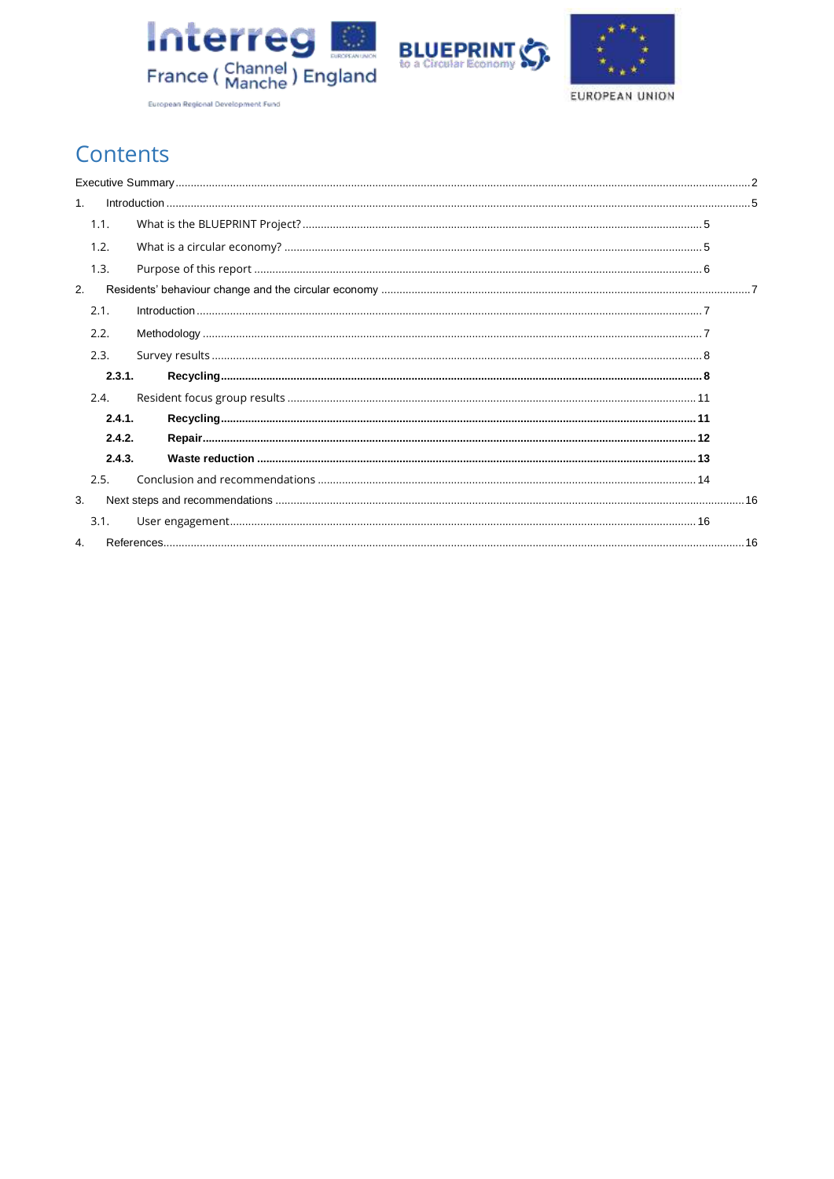# Contents

Executive Summary .......... 2

1. Introduction .......... 5
   - 1.1. What is the BLUEPRINT Project? .......... 5
   - 1.2. What is a circular economy? .......... 5
   - 1.3. Purpose of this report .......... 6
2. Residents' behaviour change and the circular economy .......... 7
   - 2.1. Introduction .......... 7
   - 2.2. Methodology .......... 7
   - 2.3. Survey results .......... 8
     - **2.3.1. Recycling .......... 8**
   - 2.4. Resident focus group results .......... 11
     - **2.4.1. Recycling .......... 11**
     - **2.4.2. Repair .......... 12**
     - **2.4.3. Waste reduction .......... 13**
   - 2.5. Conclusion and recommendations .......... 14
3. Next steps and recommendations .......... 16
   - 3.1. User engagement .......... 16
4. References .......... 16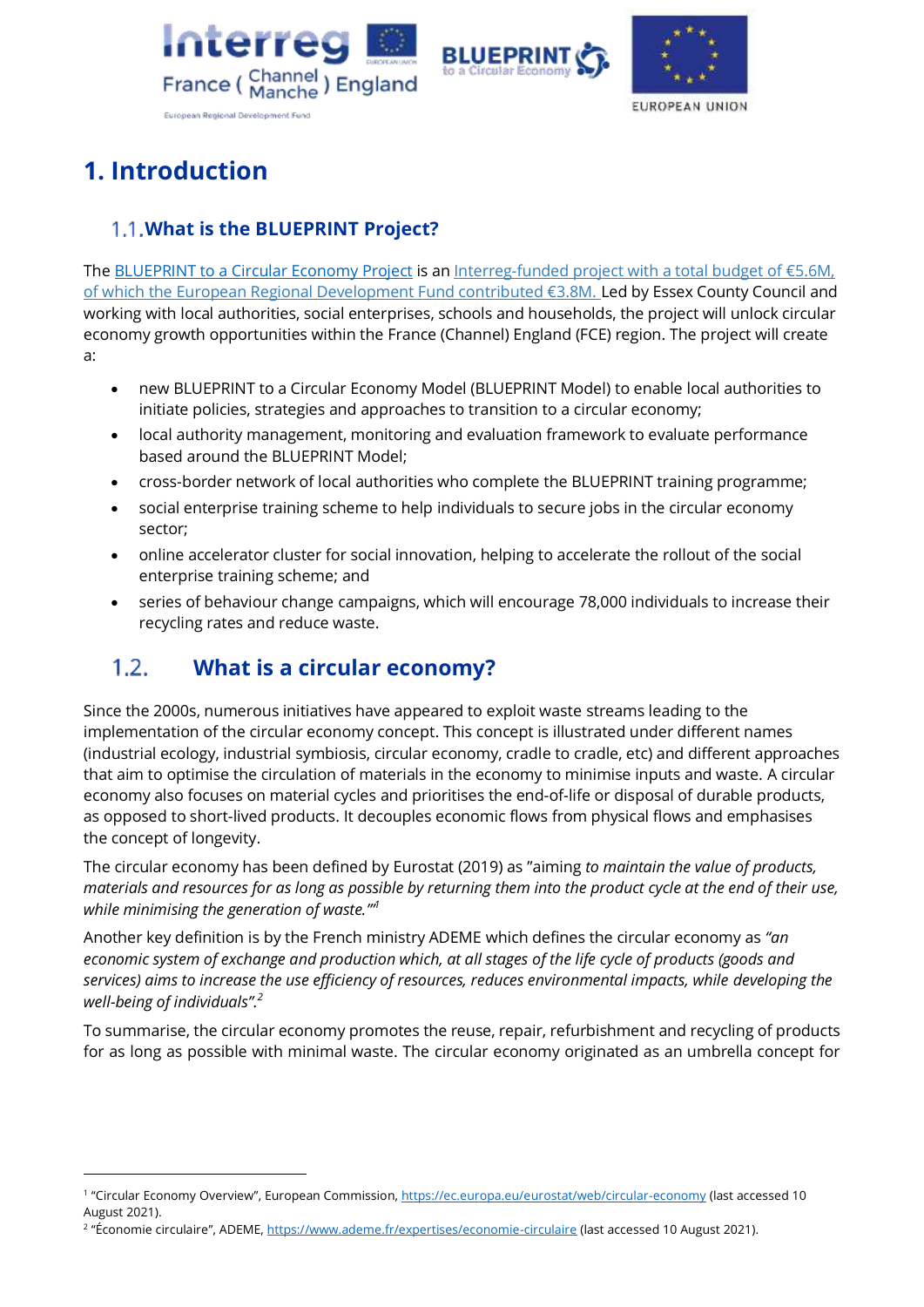# 1. Introduction

## 1.1. What is the BLUEPRINT Project?

The BLUEPRINT to a Circular Economy Project is an Interreg-funded project with a total budget of €5.6M, of which the European Regional Development Fund contributed €3.8M. Led by Essex County Council and working with local authorities, social enterprises, schools and households, the project will unlock circular economy growth opportunities within the France (Channel) England (FCE) region. The project will create a:

- new BLUEPRINT to a Circular Economy Model (BLUEPRINT Model) to enable local authorities to initiate policies, strategies and approaches to transition to a circular economy;
- local authority management, monitoring and evaluation framework to evaluate performance based around the BLUEPRINT Model;
- cross-border network of local authorities who complete the BLUEPRINT training programme;
- social enterprise training scheme to help individuals to secure jobs in the circular economy sector;
- online accelerator cluster for social innovation, helping to accelerate the rollout of the social enterprise training scheme; and
- series of behaviour change campaigns, which will encourage 78,000 individuals to increase their recycling rates and reduce waste.

## 1.2. What is a circular economy?

Since the 2000s, numerous initiatives have appeared to exploit waste streams leading to the implementation of the circular economy concept. This concept is illustrated under different names (industrial ecology, industrial symbiosis, circular economy, cradle to cradle, etc) and different approaches that aim to optimise the circulation of materials in the economy to minimise inputs and waste. A circular economy also focuses on material cycles and prioritises the end-of-life or disposal of durable products, as opposed to short-lived products. It decouples economic flows from physical flows and emphasises the concept of longevity.

The circular economy has been defined by Eurostat (2019) as "aiming *to maintain the value of products, materials and resources for as long as possible by returning them into the product cycle at the end of their use, while minimising the generation of waste."*[1]

Another key definition is by the French ministry ADEME which defines the circular economy as *"an economic system of exchange and production which, at all stages of the life cycle of products (goods and services) aims to increase the use efficiency of resources, reduces environmental impacts, while developing the well-being of individuals".*[2]

To summarise, the circular economy promotes the reuse, repair, refurbishment and recycling of products for as long as possible with minimal waste. The circular economy originated as an umbrella concept for

---

[1] "Circular Economy Overview", European Commission, https://ec.europa.eu/eurostat/web/circular-economy (last accessed 10 August 2021).

[2] "Économie circulaire", ADEME, https://www.ademe.fr/expertises/economie-circulaire (last accessed 10 August 2021).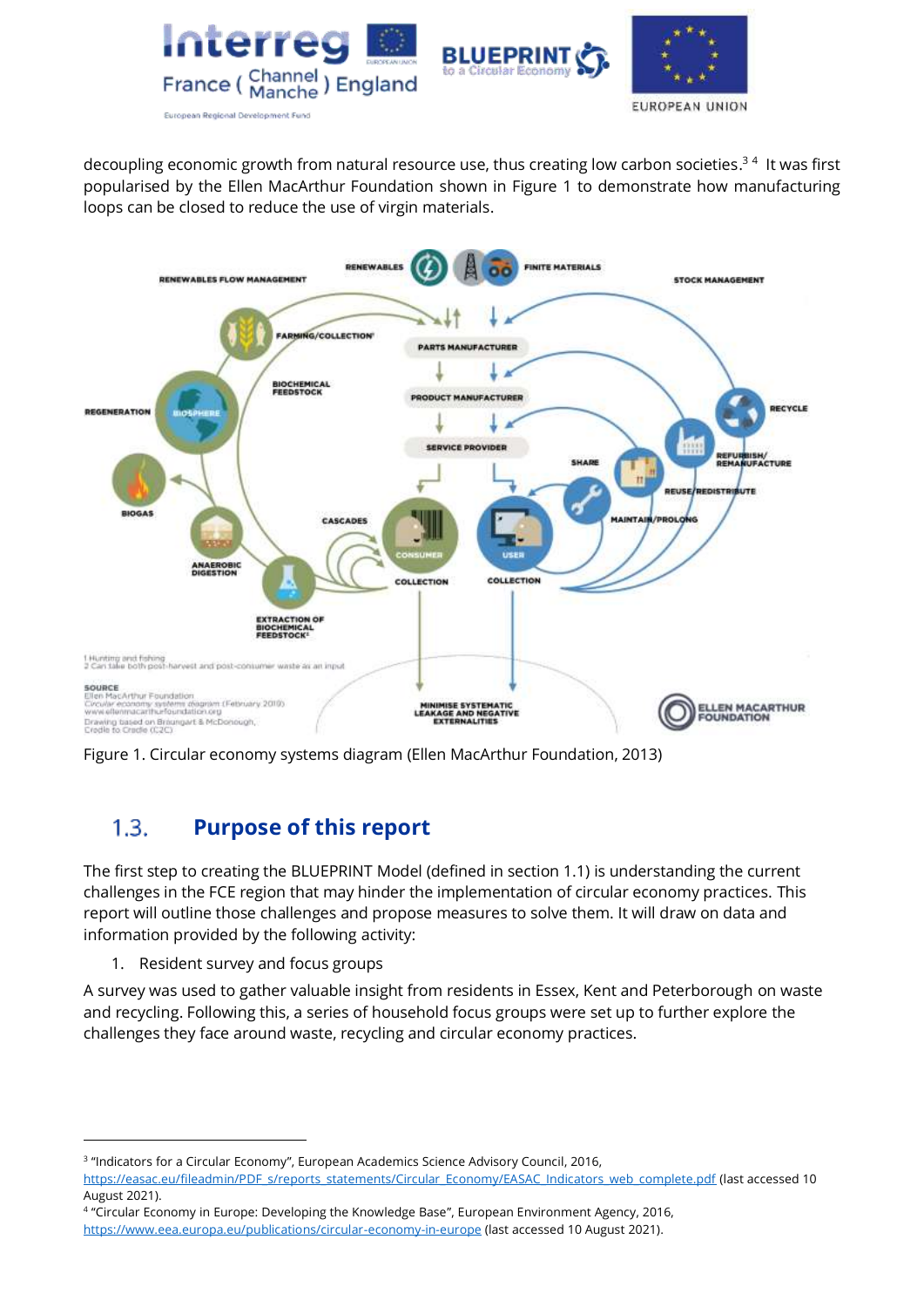decoupling economic growth from natural resource use, thus creating low carbon societies.[3] [4] It was first popularised by the Ellen MacArthur Foundation shown in Figure 1 to demonstrate how manufacturing loops can be closed to reduce the use of virgin materials.

Figure 1. Circular economy systems diagram (Ellen MacArthur Foundation, 2013)

## 1.3. Purpose of this report

The first step to creating the BLUEPRINT Model (defined in section 1.1) is understanding the current challenges in the FCE region that may hinder the implementation of circular economy practices. This report will outline those challenges and propose measures to solve them. It will draw on data and information provided by the following activity:

1. Resident survey and focus groups

A survey was used to gather valuable insight from residents in Essex, Kent and Peterborough on waste and recycling. Following this, a series of household focus groups were set up to further explore the challenges they face around waste, recycling and circular economy practices.

---

[3] "Indicators for a Circular Economy", European Academics Science Advisory Council, 2016, https://easac.eu/fileadmin/PDF_s/reports_statements/Circular_Economy/EASAC_Indicators_web_complete.pdf (last accessed 10 August 2021).

[4] "Circular Economy in Europe: Developing the Knowledge Base", European Environment Agency, 2016, https://www.eea.europa.eu/publications/circular-economy-in-europe (last accessed 10 August 2021).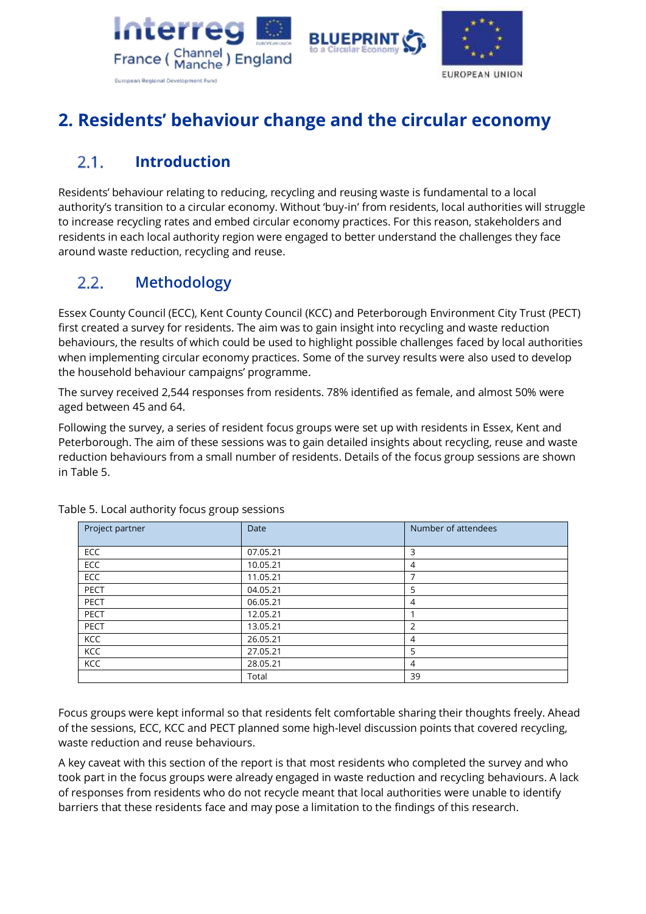# 2. Residents' behaviour change and the circular economy

## 2.1. Introduction

Residents' behaviour relating to reducing, recycling and reusing waste is fundamental to a local authority's transition to a circular economy. Without 'buy-in' from residents, local authorities will struggle to increase recycling rates and embed circular economy practices. For this reason, stakeholders and residents in each local authority region were engaged to better understand the challenges they face around waste reduction, recycling and reuse.

## 2.2. Methodology

Essex County Council (ECC), Kent County Council (KCC) and Peterborough Environment City Trust (PECT) first created a survey for residents. The aim was to gain insight into recycling and waste reduction behaviours, the results of which could be used to highlight possible challenges faced by local authorities when implementing circular economy practices. Some of the survey results were also used to develop the household behaviour campaigns' programme.

The survey received 2,544 responses from residents. 78% identified as female, and almost 50% were aged between 45 and 64.

Following the survey, a series of resident focus groups were set up with residents in Essex, Kent and Peterborough. The aim of these sessions was to gain detailed insights about recycling, reuse and waste reduction behaviours from a small number of residents. Details of the focus group sessions are shown in Table 5.

Table 5. Local authority focus group sessions

| Project partner | Date | Number of attendees |
|---|---|---|
| ECC | 07.05.21 | 3 |
| ECC | 10.05.21 | 4 |
| ECC | 11.05.21 | 7 |
| PECT | 04.05.21 | 5 |
| PECT | 06.05.21 | 4 |
| PECT | 12.05.21 | 1 |
| PECT | 13.05.21 | 2 |
| KCC | 26.05.21 | 4 |
| KCC | 27.05.21 | 5 |
| KCC | 28.05.21 | 4 |
| | Total | 39 |

Focus groups were kept informal so that residents felt comfortable sharing their thoughts freely. Ahead of the sessions, ECC, KCC and PECT planned some high-level discussion points that covered recycling, waste reduction and reuse behaviours.

A key caveat with this section of the report is that most residents who completed the survey and who took part in the focus groups were already engaged in waste reduction and recycling behaviours. A lack of responses from residents who do not recycle meant that local authorities were unable to identify barriers that these residents face and may pose a limitation to the findings of this research.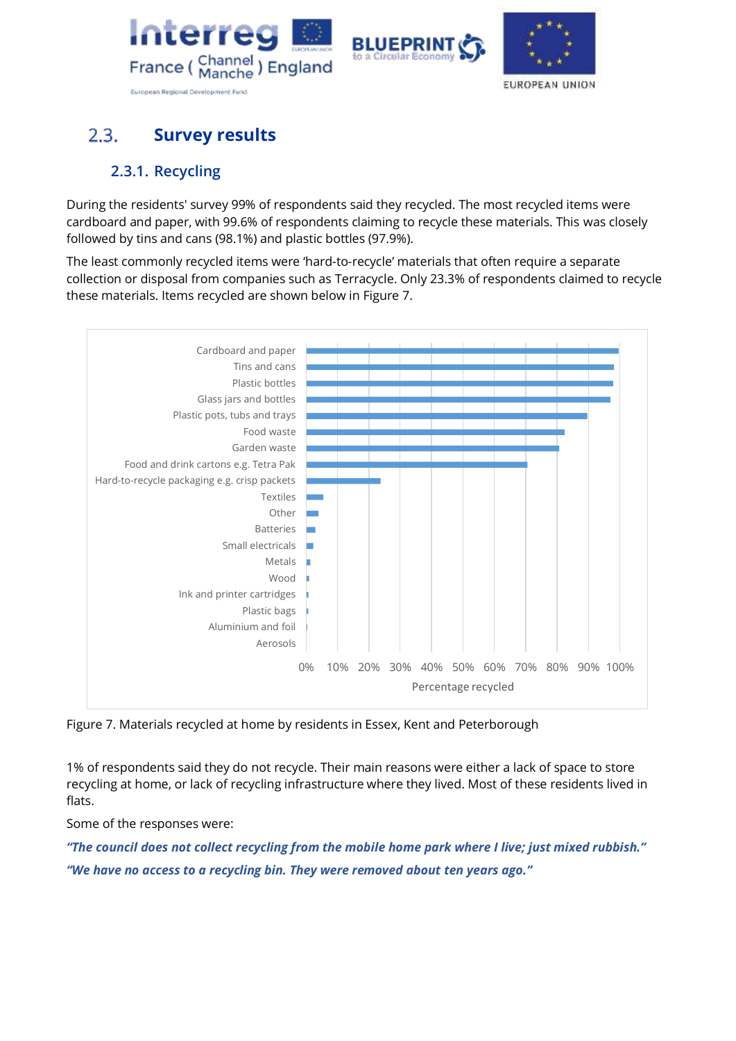## 2.3. Survey results

### 2.3.1. Recycling

During the residents' survey 99% of respondents said they recycled. The most recycled items were cardboard and paper, with 99.6% of respondents claiming to recycle these materials. This was closely followed by tins and cans (98.1%) and plastic bottles (97.9%).

The least commonly recycled items were 'hard-to-recycle' materials that often require a separate collection or disposal from companies such as Terracycle. Only 23.3% of respondents claimed to recycle these materials. Items recycled are shown below in Figure 7.

Figure 7. Materials recycled at home by residents in Essex, Kent and Peterborough

1% of respondents said they do not recycle. Their main reasons were either a lack of space to store recycling at home, or lack of recycling infrastructure where they lived. Most of these residents lived in flats.

Some of the responses were:

***"The council does not collect recycling from the mobile home park where I live; just mixed rubbish."***

***"We have no access to a recycling bin. They were removed about ten years ago."***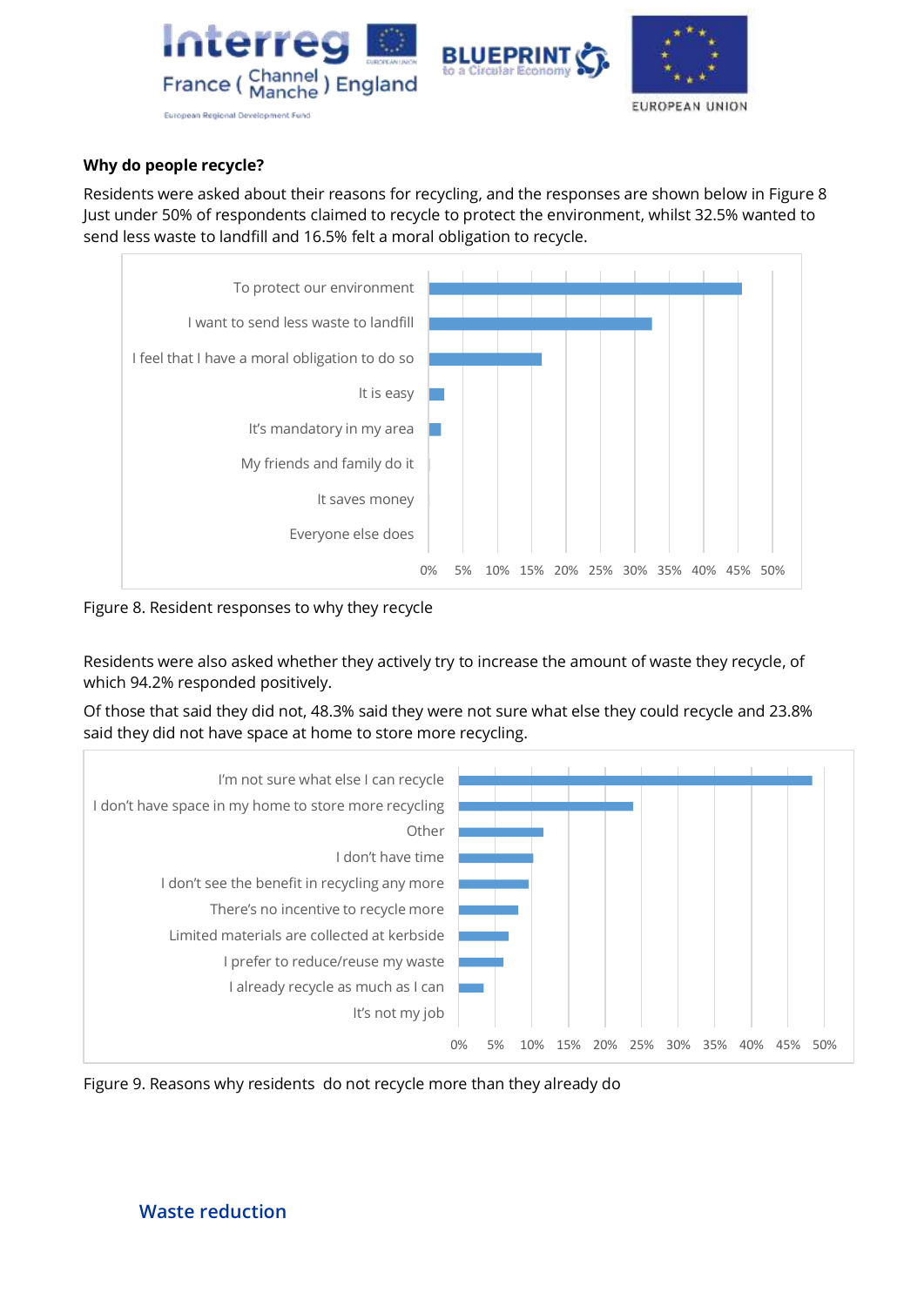**Why do people recycle?**

Residents were asked about their reasons for recycling, and the responses are shown below in Figure 8 Just under 50% of respondents claimed to recycle to protect the environment, whilst 32.5% wanted to send less waste to landfill and 16.5% felt a moral obligation to recycle.

Figure 8. Resident responses to why they recycle

Residents were also asked whether they actively try to increase the amount of waste they recycle, of which 94.2% responded positively.

Of those that said they did not, 48.3% said they were not sure what else they could recycle and 23.8% said they did not have space at home to store more recycling.

Figure 9. Reasons why residents do not recycle more than they already do

## Waste reduction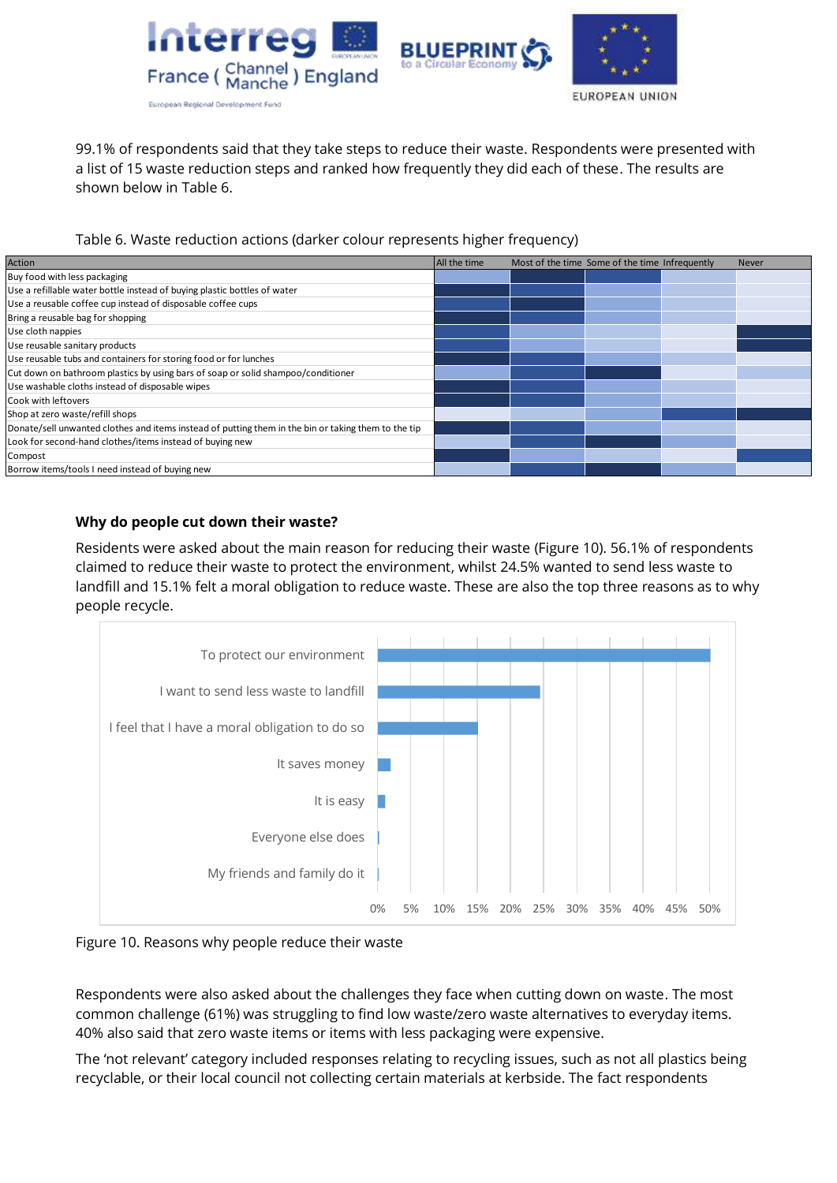99.1% of respondents said that they take steps to reduce their waste. Respondents were presented with a list of 15 waste reduction steps and ranked how frequently they did each of these. The results are shown below in Table 6.

Table 6. Waste reduction actions (darker colour represents higher frequency)

| Action | All the time | Most of the time | Some of the time | Infrequently | Never |
|---|---|---|---|---|---|
| Buy food with less packaging | | | | | |
| Use a refillable water bottle instead of buying plastic bottles of water | | | | | |
| Use a reusable coffee cup instead of disposable coffee cups | | | | | |
| Bring a reusable bag for shopping | | | | | |
| Use cloth nappies | | | | | |
| Use reusable sanitary products | | | | | |
| Use reusable tubs and containers for storing food or for lunches | | | | | |
| Cut down on bathroom plastics by using bars of soap or solid shampoo/conditioner | | | | | |
| Use washable cloths instead of disposable wipes | | | | | |
| Cook with leftovers | | | | | |
| Shop at zero waste/refill shops | | | | | |
| Donate/sell unwanted clothes and items instead of putting them in the bin or taking them to the tip | | | | | |
| Look for second-hand clothes/items instead of buying new | | | | | |
| Compost | | | | | |
| Borrow items/tools I need instead of buying new | | | | | |

### Why do people cut down their waste?

Residents were asked about the main reason for reducing their waste (Figure 10). 56.1% of respondents claimed to reduce their waste to protect the environment, whilst 24.5% wanted to send less waste to landfill and 15.1% felt a moral obligation to reduce waste. These are also the top three reasons as to why people recycle.

| Reason |
|---|
| To protect our environment |
| I want to send less waste to landfill |
| I feel that I have a moral obligation to do so |
| It saves money |
| It is easy |
| Everyone else does |
| My friends and family do it |

Figure 10. Reasons why people reduce their waste

Respondents were also asked about the challenges they face when cutting down on waste. The most common challenge (61%) was struggling to find low waste/zero waste alternatives to everyday items. 40% also said that zero waste items or items with less packaging were expensive.

The 'not relevant' category included responses relating to recycling issues, such as not all plastics being recyclable, or their local council not collecting certain materials at kerbside. The fact respondents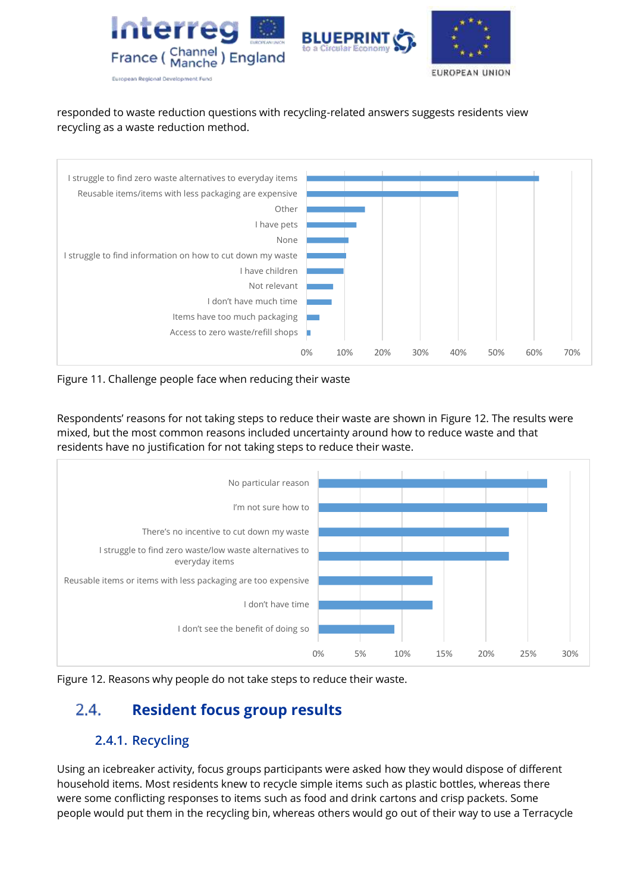responded to waste reduction questions with recycling-related answers suggests residents view recycling as a waste reduction method.

| Challenge | Approximate % |
|---|---|
| I struggle to find zero waste alternatives to everyday items | 61% |
| Reusable items/items with less packaging are expensive | 40% |
| Other | 15% |
| I have pets | 13% |
| None | 11% |
| I struggle to find information on how to cut down my waste | 10% |
| I have children | 10% |
| Not relevant | 7% |
| I don't have much time | 6% |
| Items have too much packaging | 3% |
| Access to zero waste/refill shops | 1% |

Figure 11. Challenge people face when reducing their waste

Respondents' reasons for not taking steps to reduce their waste are shown in Figure 12. The results were mixed, but the most common reasons included uncertainty around how to reduce waste and that residents have no justification for not taking steps to reduce their waste.

| Reason | Approximate % |
|---|---|
| No particular reason | 27% |
| I'm not sure how to | 27% |
| There's no incentive to cut down my waste | 23% |
| I struggle to find zero waste/low waste alternatives to everyday items | 23% |
| Reusable items or items with less packaging are too expensive | 14% |
| I don't have time | 14% |
| I don't see the benefit of doing so | 9% |

Figure 12. Reasons why people do not take steps to reduce their waste.

## 2.4. Resident focus group results

### 2.4.1. Recycling

Using an icebreaker activity, focus groups participants were asked how they would dispose of different household items. Most residents knew to recycle simple items such as plastic bottles, whereas there were some conflicting responses to items such as food and drink cartons and crisp packets. Some people would put them in the recycling bin, whereas others would go out of their way to use a Terracycle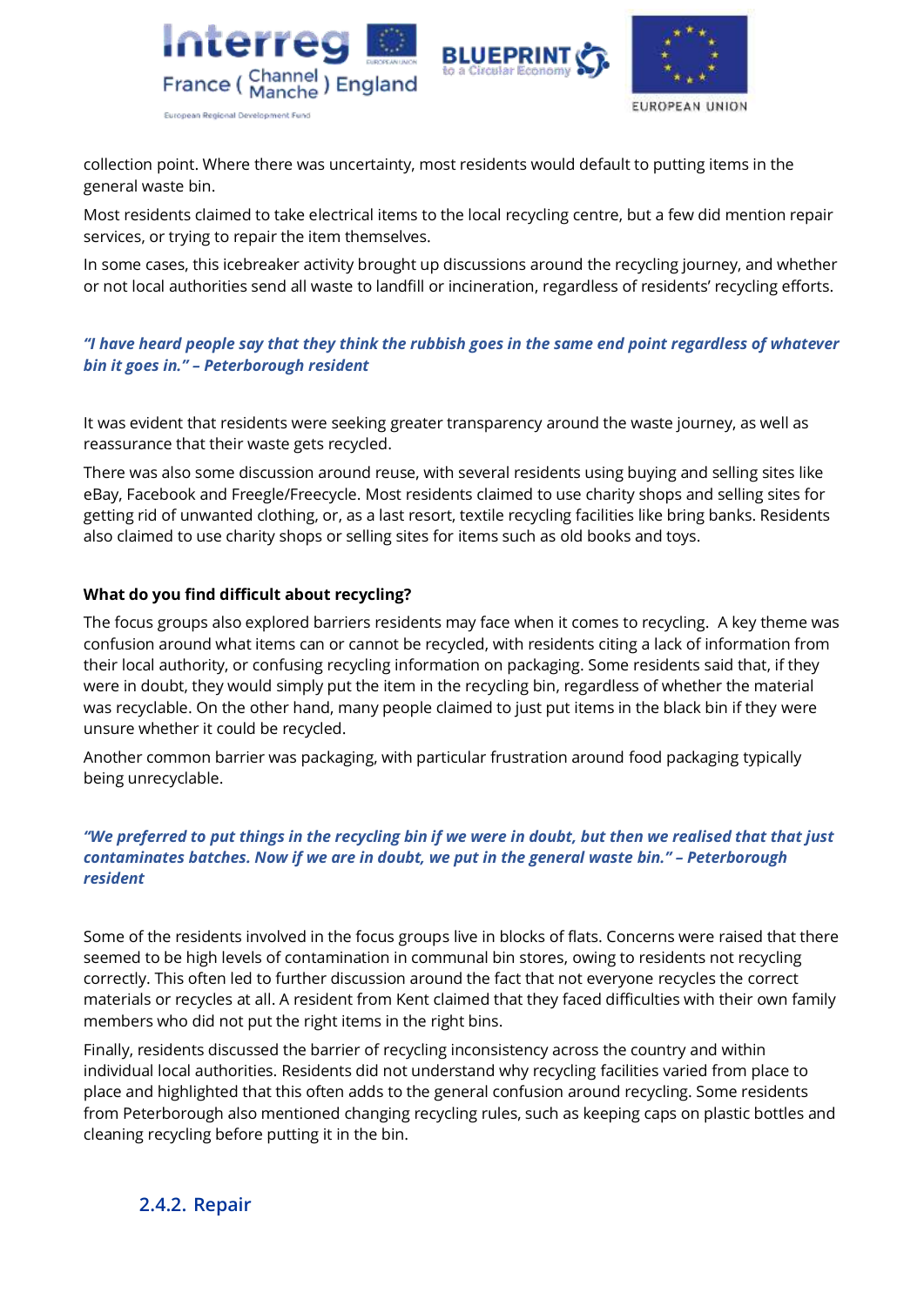collection point. Where there was uncertainty, most residents would default to putting items in the general waste bin.

Most residents claimed to take electrical items to the local recycling centre, but a few did mention repair services, or trying to repair the item themselves.

In some cases, this icebreaker activity brought up discussions around the recycling journey, and whether or not local authorities send all waste to landfill or incineration, regardless of residents' recycling efforts.

***"I have heard people say that they think the rubbish goes in the same end point regardless of whatever bin it goes in." – Peterborough resident***

It was evident that residents were seeking greater transparency around the waste journey, as well as reassurance that their waste gets recycled.

There was also some discussion around reuse, with several residents using buying and selling sites like eBay, Facebook and Freegle/Freecycle. Most residents claimed to use charity shops and selling sites for getting rid of unwanted clothing, or, as a last resort, textile recycling facilities like bring banks. Residents also claimed to use charity shops or selling sites for items such as old books and toys.

**What do you find difficult about recycling?**

The focus groups also explored barriers residents may face when it comes to recycling. A key theme was confusion around what items can or cannot be recycled, with residents citing a lack of information from their local authority, or confusing recycling information on packaging. Some residents said that, if they were in doubt, they would simply put the item in the recycling bin, regardless of whether the material was recyclable. On the other hand, many people claimed to just put items in the black bin if they were unsure whether it could be recycled.

Another common barrier was packaging, with particular frustration around food packaging typically being unrecyclable.

***"We preferred to put things in the recycling bin if we were in doubt, but then we realised that that just contaminates batches. Now if we are in doubt, we put in the general waste bin." – Peterborough resident***

Some of the residents involved in the focus groups live in blocks of flats. Concerns were raised that there seemed to be high levels of contamination in communal bin stores, owing to residents not recycling correctly. This often led to further discussion around the fact that not everyone recycles the correct materials or recycles at all. A resident from Kent claimed that they faced difficulties with their own family members who did not put the right items in the right bins.

Finally, residents discussed the barrier of recycling inconsistency across the country and within individual local authorities. Residents did not understand why recycling facilities varied from place to place and highlighted that this often adds to the general confusion around recycling. Some residents from Peterborough also mentioned changing recycling rules, such as keeping caps on plastic bottles and cleaning recycling before putting it in the bin.

### 2.4.2. Repair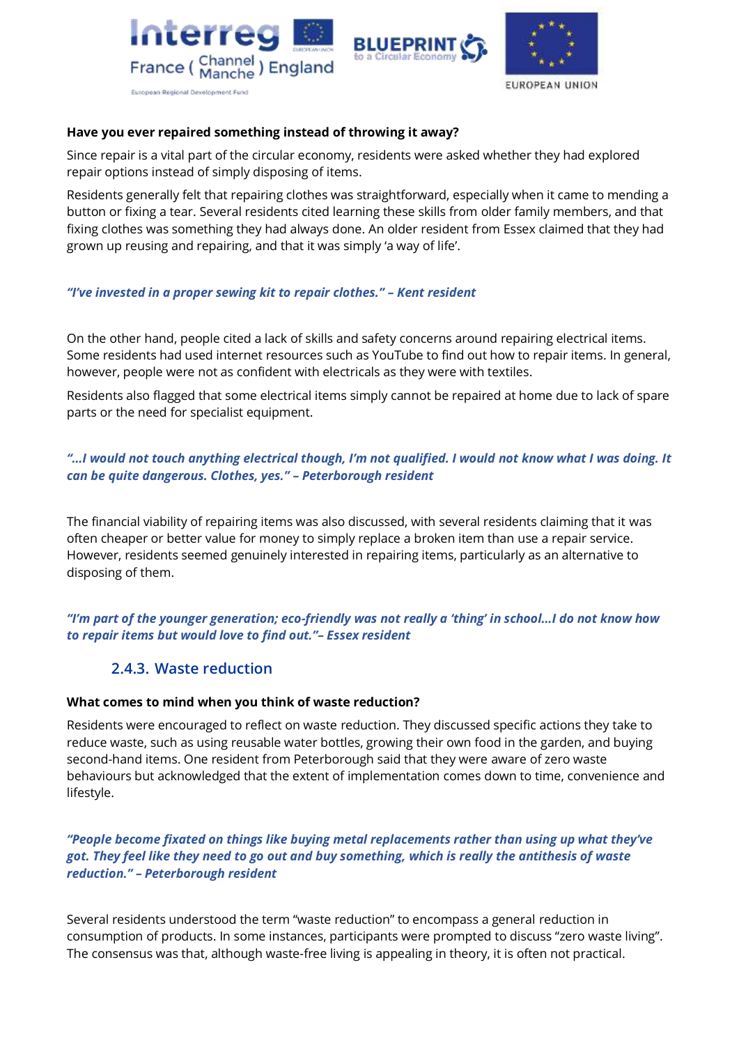**Have you ever repaired something instead of throwing it away?**

Since repair is a vital part of the circular economy, residents were asked whether they had explored repair options instead of simply disposing of items.

Residents generally felt that repairing clothes was straightforward, especially when it came to mending a button or fixing a tear. Several residents cited learning these skills from older family members, and that fixing clothes was something they had always done. An older resident from Essex claimed that they had grown up reusing and repairing, and that it was simply 'a way of life'.

***"I've invested in a proper sewing kit to repair clothes." – Kent resident***

On the other hand, people cited a lack of skills and safety concerns around repairing electrical items. Some residents had used internet resources such as YouTube to find out how to repair items. In general, however, people were not as confident with electricals as they were with textiles.

Residents also flagged that some electrical items simply cannot be repaired at home due to lack of spare parts or the need for specialist equipment.

***"…I would not touch anything electrical though, I'm not qualified. I would not know what I was doing. It can be quite dangerous. Clothes, yes." – Peterborough resident***

The financial viability of repairing items was also discussed, with several residents claiming that it was often cheaper or better value for money to simply replace a broken item than use a repair service. However, residents seemed genuinely interested in repairing items, particularly as an alternative to disposing of them.

***"I'm part of the younger generation; eco-friendly was not really a 'thing' in school…I do not know how to repair items but would love to find out."– Essex resident***

### 2.4.3. Waste reduction

**What comes to mind when you think of waste reduction?**

Residents were encouraged to reflect on waste reduction. They discussed specific actions they take to reduce waste, such as using reusable water bottles, growing their own food in the garden, and buying second-hand items. One resident from Peterborough said that they were aware of zero waste behaviours but acknowledged that the extent of implementation comes down to time, convenience and lifestyle.

***"People become fixated on things like buying metal replacements rather than using up what they've got. They feel like they need to go out and buy something, which is really the antithesis of waste reduction." – Peterborough resident***

Several residents understood the term "waste reduction" to encompass a general reduction in consumption of products. In some instances, participants were prompted to discuss "zero waste living". The consensus was that, although waste-free living is appealing in theory, it is often not practical.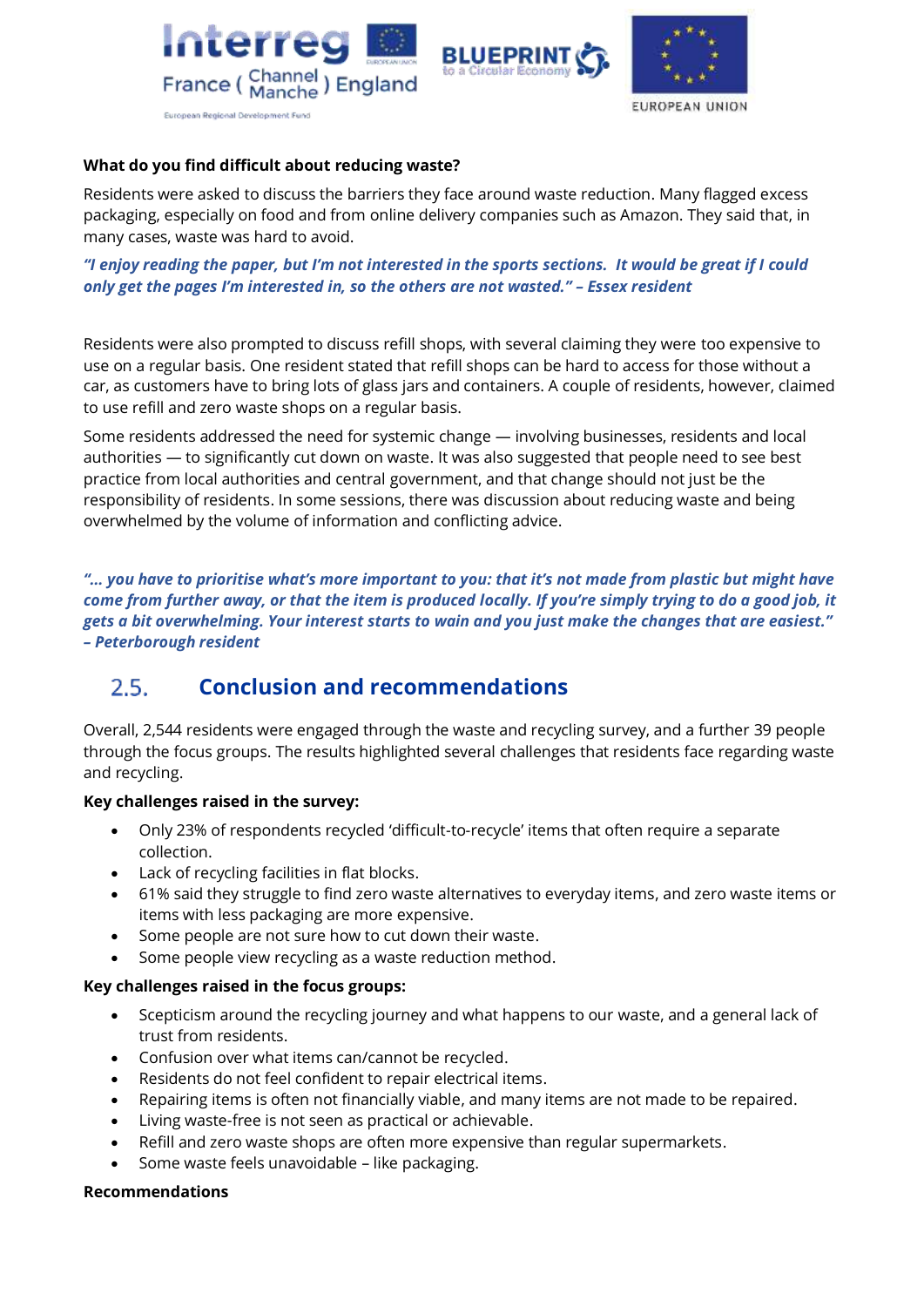**What do you find difficult about reducing waste?**

Residents were asked to discuss the barriers they face around waste reduction. Many flagged excess packaging, especially on food and from online delivery companies such as Amazon. They said that, in many cases, waste was hard to avoid.

***"I enjoy reading the paper, but I'm not interested in the sports sections. It would be great if I could only get the pages I'm interested in, so the others are not wasted." – Essex resident***

Residents were also prompted to discuss refill shops, with several claiming they were too expensive to use on a regular basis. One resident stated that refill shops can be hard to access for those without a car, as customers have to bring lots of glass jars and containers. A couple of residents, however, claimed to use refill and zero waste shops on a regular basis.

Some residents addressed the need for systemic change — involving businesses, residents and local authorities — to significantly cut down on waste. It was also suggested that people need to see best practice from local authorities and central government, and that change should not just be the responsibility of residents. In some sessions, there was discussion about reducing waste and being overwhelmed by the volume of information and conflicting advice.

***"… you have to prioritise what's more important to you: that it's not made from plastic but might have come from further away, or that the item is produced locally. If you're simply trying to do a good job, it gets a bit overwhelming. Your interest starts to wain and you just make the changes that are easiest." – Peterborough resident***

## 2.5. Conclusion and recommendations

Overall, 2,544 residents were engaged through the waste and recycling survey, and a further 39 people through the focus groups. The results highlighted several challenges that residents face regarding waste and recycling.

**Key challenges raised in the survey:**

- Only 23% of respondents recycled 'difficult-to-recycle' items that often require a separate collection.
- Lack of recycling facilities in flat blocks.
- 61% said they struggle to find zero waste alternatives to everyday items, and zero waste items or items with less packaging are more expensive.
- Some people are not sure how to cut down their waste.
- Some people view recycling as a waste reduction method.

**Key challenges raised in the focus groups:**

- Scepticism around the recycling journey and what happens to our waste, and a general lack of trust from residents.
- Confusion over what items can/cannot be recycled.
- Residents do not feel confident to repair electrical items.
- Repairing items is often not financially viable, and many items are not made to be repaired.
- Living waste-free is not seen as practical or achievable.
- Refill and zero waste shops are often more expensive than regular supermarkets.
- Some waste feels unavoidable – like packaging.

**Recommendations**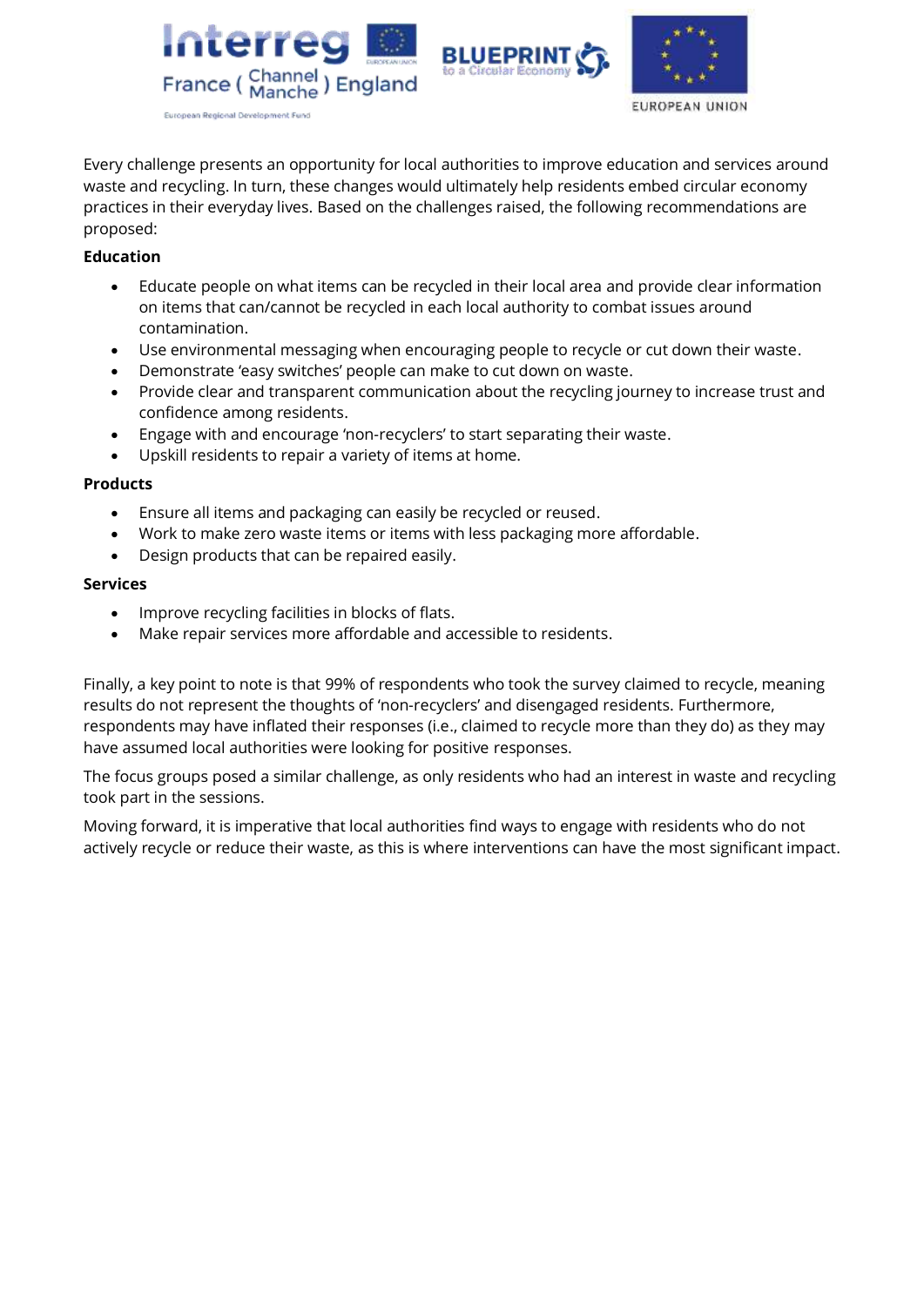Every challenge presents an opportunity for local authorities to improve education and services around waste and recycling. In turn, these changes would ultimately help residents embed circular economy practices in their everyday lives. Based on the challenges raised, the following recommendations are proposed:

**Education**

- Educate people on what items can be recycled in their local area and provide clear information on items that can/cannot be recycled in each local authority to combat issues around contamination.
- Use environmental messaging when encouraging people to recycle or cut down their waste.
- Demonstrate 'easy switches' people can make to cut down on waste.
- Provide clear and transparent communication about the recycling journey to increase trust and confidence among residents.
- Engage with and encourage 'non-recyclers' to start separating their waste.
- Upskill residents to repair a variety of items at home.

**Products**

- Ensure all items and packaging can easily be recycled or reused.
- Work to make zero waste items or items with less packaging more affordable.
- Design products that can be repaired easily.

**Services**

- Improve recycling facilities in blocks of flats.
- Make repair services more affordable and accessible to residents.

Finally, a key point to note is that 99% of respondents who took the survey claimed to recycle, meaning results do not represent the thoughts of 'non-recyclers' and disengaged residents. Furthermore, respondents may have inflated their responses (i.e., claimed to recycle more than they do) as they may have assumed local authorities were looking for positive responses.

The focus groups posed a similar challenge, as only residents who had an interest in waste and recycling took part in the sessions.

Moving forward, it is imperative that local authorities find ways to engage with residents who do not actively recycle or reduce their waste, as this is where interventions can have the most significant impact.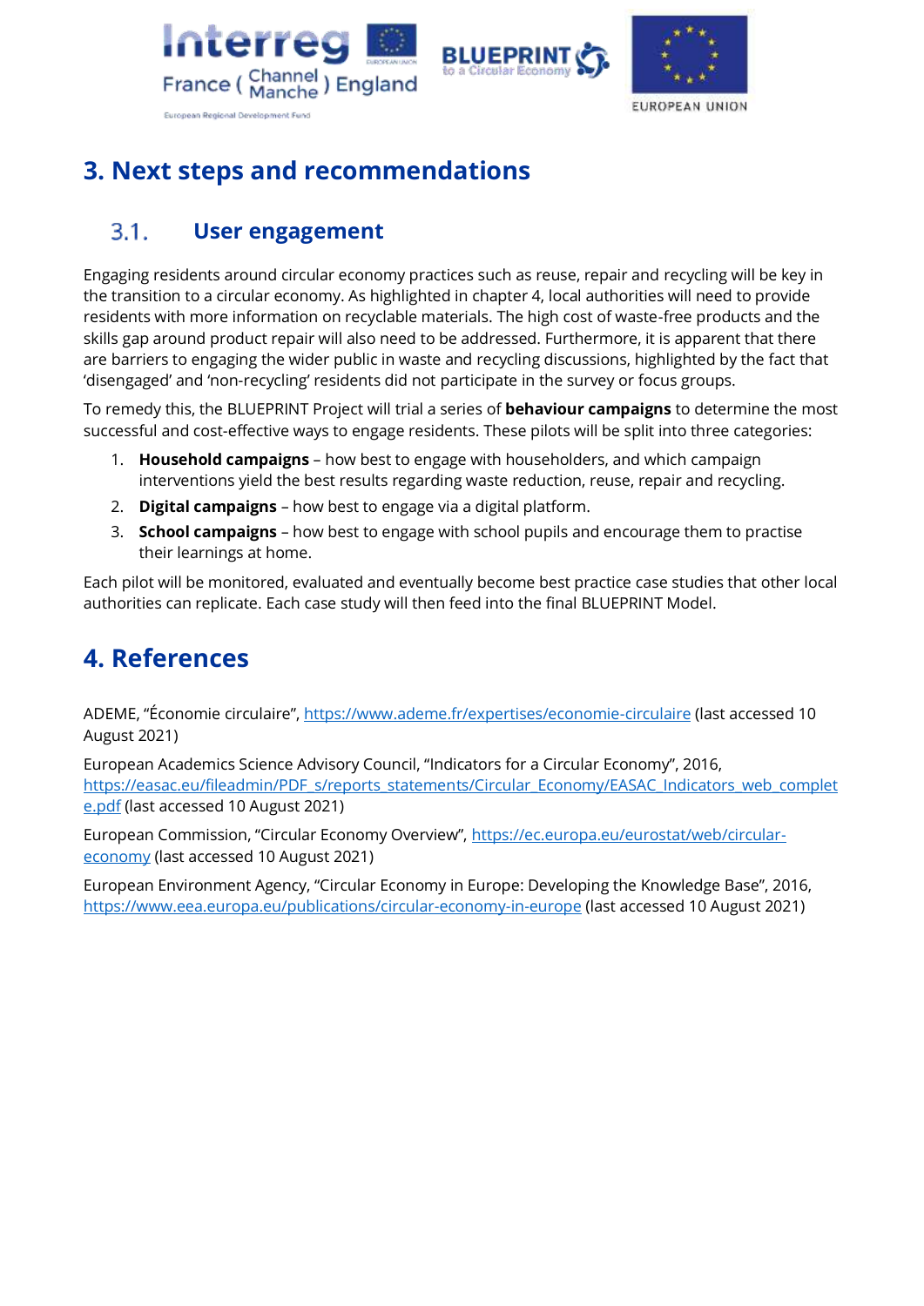# 3. Next steps and recommendations

## 3.1. User engagement

Engaging residents around circular economy practices such as reuse, repair and recycling will be key in the transition to a circular economy. As highlighted in chapter 4, local authorities will need to provide residents with more information on recyclable materials. The high cost of waste-free products and the skills gap around product repair will also need to be addressed. Furthermore, it is apparent that there are barriers to engaging the wider public in waste and recycling discussions, highlighted by the fact that 'disengaged' and 'non-recycling' residents did not participate in the survey or focus groups.

To remedy this, the BLUEPRINT Project will trial a series of **behaviour campaigns** to determine the most successful and cost-effective ways to engage residents. These pilots will be split into three categories:

1. **Household campaigns** – how best to engage with householders, and which campaign interventions yield the best results regarding waste reduction, reuse, repair and recycling.
2. **Digital campaigns** – how best to engage via a digital platform.
3. **School campaigns** – how best to engage with school pupils and encourage them to practise their learnings at home.

Each pilot will be monitored, evaluated and eventually become best practice case studies that other local authorities can replicate. Each case study will then feed into the final BLUEPRINT Model.

# 4. References

ADEME, "Économie circulaire", https://www.ademe.fr/expertises/economie-circulaire (last accessed 10 August 2021)

European Academics Science Advisory Council, "Indicators for a Circular Economy", 2016, https://easac.eu/fileadmin/PDF_s/reports_statements/Circular_Economy/EASAC_Indicators_web_complete.pdf (last accessed 10 August 2021)

European Commission, "Circular Economy Overview", https://ec.europa.eu/eurostat/web/circular-economy (last accessed 10 August 2021)

European Environment Agency, "Circular Economy in Europe: Developing the Knowledge Base", 2016, https://www.eea.europa.eu/publications/circular-economy-in-europe (last accessed 10 August 2021)